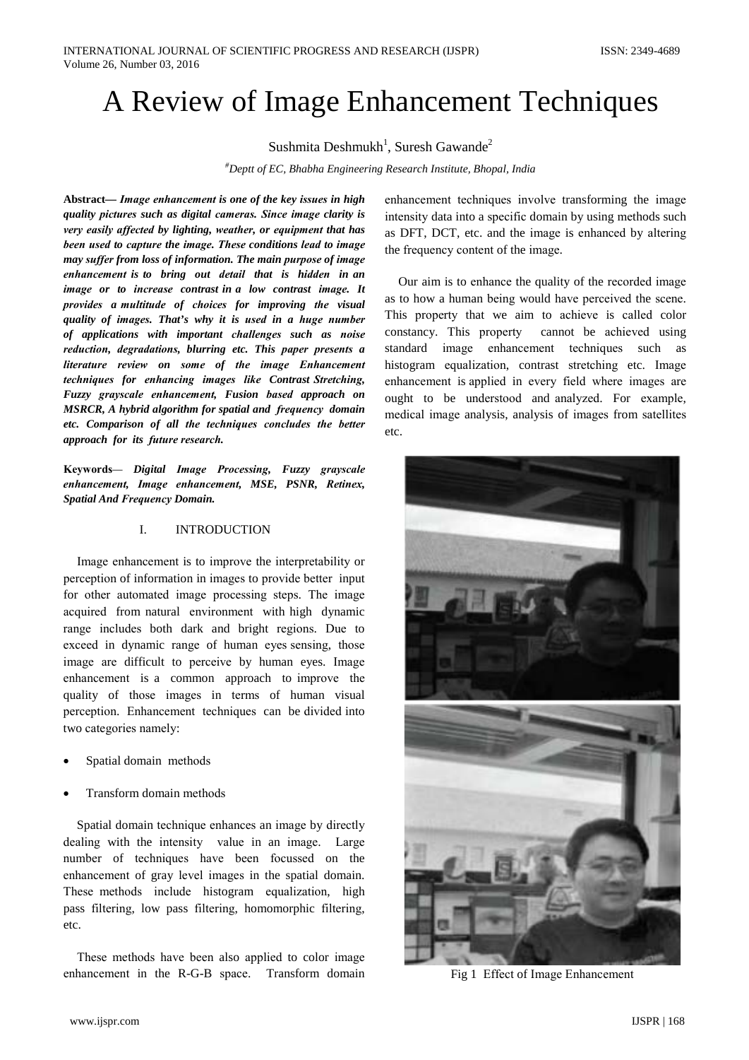# A Review of Image Enhancement Techniques

Sushmita Deshmukh[1], Suresh Gawande[2]

[#]*Deptt of EC, Bhabha Engineering Research Institute, Bhopal, India*

**Abstract—** ***Image enhancement is one of the key issues in high quality pictures such as digital cameras. Since image clarity is very easily affected by lighting, weather, or equipment that has been used to capture the image. These conditions lead to image may suffer from loss of information. The main purpose of image enhancement is to bring out detail that is hidden in an image or to increase contrast in a low contrast image. It provides a multitude of choices for improving the visual quality of images. That's why it is used in a huge number of applications with important challenges such as noise reduction, degradations, blurring etc. This paper presents a literature review on some of the image Enhancement techniques for enhancing images like Contrast Stretching, Fuzzy grayscale enhancement, Fusion based approach on MSRCR, A hybrid algorithm for spatial and frequency domain etc. Comparison of all the techniques concludes the better approach for its future research.***

**Keywords**— ***Digital Image Processing, Fuzzy grayscale enhancement, Image enhancement, MSE, PSNR, Retinex, Spatial And Frequency Domain.***

## I. INTRODUCTION

Image enhancement is to improve the interpretability or perception of information in images to provide better input for other automated image processing steps. The image acquired from natural environment with high dynamic range includes both dark and bright regions. Due to exceed in dynamic range of human eyes sensing, those image are difficult to perceive by human eyes. Image enhancement is a common approach to improve the quality of those images in terms of human visual perception. Enhancement techniques can be divided into two categories namely:

- Spatial domain methods
- Transform domain methods

Spatial domain technique enhances an image by directly dealing with the intensity value in an image. Large number of techniques have been focussed on the enhancement of gray level images in the spatial domain. These methods include histogram equalization, high pass filtering, low pass filtering, homomorphic filtering, etc.

These methods have been also applied to color image enhancement in the R-G-B space. Transform domain enhancement techniques involve transforming the image intensity data into a specific domain by using methods such as DFT, DCT, etc. and the image is enhanced by altering the frequency content of the image.

Our aim is to enhance the quality of the recorded image as to how a human being would have perceived the scene. This property that we aim to achieve is called color constancy. This property cannot be achieved using standard image enhancement techniques such as histogram equalization, contrast stretching etc. Image enhancement is applied in every field where images are ought to be understood and analyzed. For example, medical image analysis, analysis of images from satellites etc.

Fig 1 Effect of Image Enhancement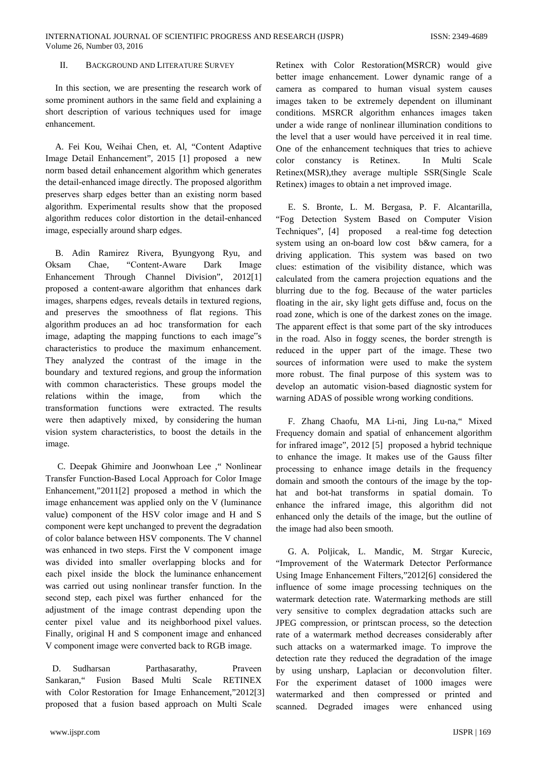## II. BACKGROUND AND LITERATURE SURVEY

In this section, we are presenting the research work of some prominent authors in the same field and explaining a short description of various techniques used for image enhancement.

A. Fei Kou, Weihai Chen, et. Al, "Content Adaptive Image Detail Enhancement", 2015 [1] proposed a new norm based detail enhancement algorithm which generates the detail-enhanced image directly. The proposed algorithm preserves sharp edges better than an existing norm based algorithm. Experimental results show that the proposed algorithm reduces color distortion in the detail-enhanced image, especially around sharp edges.

B. Adin Ramirez Rivera, Byungyong Ryu, and Oksam Chae, "Content-Aware Dark Image Enhancement Through Channel Division", 2012[1] proposed a content-aware algorithm that enhances dark images, sharpens edges, reveals details in textured regions, and preserves the smoothness of flat regions. This algorithm produces an ad hoc transformation for each image, adapting the mapping functions to each image"s characteristics to produce the maximum enhancement. They analyzed the contrast of the image in the boundary and textured regions, and group the information with common characteristics. These groups model the relations within the image, from which the transformation functions were extracted. The results were then adaptively mixed, by considering the human vision system characteristics, to boost the details in the image.

C. Deepak Ghimire and Joonwhoan Lee ," Nonlinear Transfer Function-Based Local Approach for Color Image Enhancement,"2011[2] proposed a method in which the image enhancement was applied only on the V (luminance value) component of the HSV color image and H and S component were kept unchanged to prevent the degradation of color balance between HSV components. The V channel was enhanced in two steps. First the V component image was divided into smaller overlapping blocks and for each pixel inside the block the luminance enhancement was carried out using nonlinear transfer function. In the second step, each pixel was further enhanced for the adjustment of the image contrast depending upon the center pixel value and its neighborhood pixel values. Finally, original H and S component image and enhanced V component image were converted back to RGB image.

D. Sudharsan Parthasarathy, Praveen Sankaran," Fusion Based Multi Scale RETINEX with Color Restoration for Image Enhancement,"2012[3] proposed that a fusion based approach on Multi Scale Retinex with Color Restoration(MSRCR) would give better image enhancement. Lower dynamic range of a camera as compared to human visual system causes images taken to be extremely dependent on illuminant conditions. MSRCR algorithm enhances images taken under a wide range of nonlinear illumination conditions to the level that a user would have perceived it in real time. One of the enhancement techniques that tries to achieve color constancy is Retinex. In Multi Scale Retinex(MSR),they average multiple SSR(Single Scale Retinex) images to obtain a net improved image.

E. S. Bronte, L. M. Bergasa, P. F. Alcantarilla, "Fog Detection System Based on Computer Vision Techniques", [4] proposed a real-time fog detection system using an on-board low cost b&w camera, for a driving application. This system was based on two clues: estimation of the visibility distance, which was calculated from the camera projection equations and the blurring due to the fog. Because of the water particles floating in the air, sky light gets diffuse and, focus on the road zone, which is one of the darkest zones on the image. The apparent effect is that some part of the sky introduces in the road. Also in foggy scenes, the border strength is reduced in the upper part of the image. These two sources of information were used to make the system more robust. The final purpose of this system was to develop an automatic vision-based diagnostic system for warning ADAS of possible wrong working conditions.

F. Zhang Chaofu, MA Li-ni, Jing Lu-na," Mixed Frequency domain and spatial of enhancement algorithm for infrared image", 2012 [5] proposed a hybrid technique to enhance the image. It makes use of the Gauss filter processing to enhance image details in the frequency domain and smooth the contours of the image by the top-hat and bot-hat transforms in spatial domain. To enhance the infrared image, this algorithm did not enhanced only the details of the image, but the outline of the image had also been smooth.

G. A. Poljicak, L. Mandic, M. Strgar Kurecic, "Improvement of the Watermark Detector Performance Using Image Enhancement Filters,"2012[6] considered the influence of some image processing techniques on the watermark detection rate. Watermarking methods are still very sensitive to complex degradation attacks such are JPEG compression, or printscan process, so the detection rate of a watermark method decreases considerably after such attacks on a watermarked image. To improve the detection rate they reduced the degradation of the image by using unsharp, Laplacian or deconvolution filter. For the experiment dataset of 1000 images were watermarked and then compressed or printed and scanned. Degraded images were enhanced using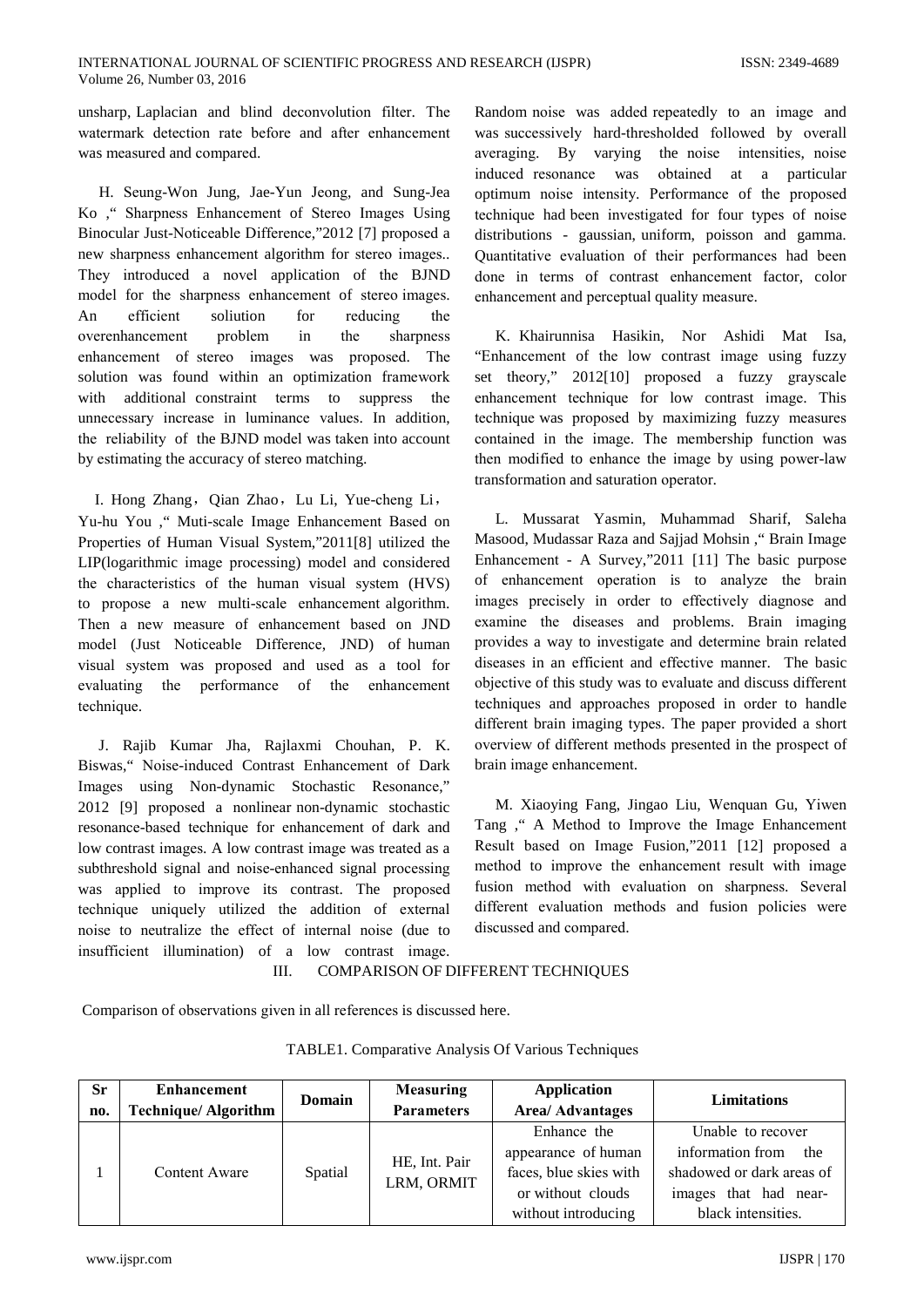unsharp, Laplacian and blind deconvolution filter. The watermark detection rate before and after enhancement was measured and compared.

H. Seung-Won Jung, Jae-Yun Jeong, and Sung-Jea Ko ," Sharpness Enhancement of Stereo Images Using Binocular Just-Noticeable Difference,"2012 [7] proposed a new sharpness enhancement algorithm for stereo images.. They introduced a novel application of the BJND model for the sharpness enhancement of stereo images. An efficient soliution for reducing the overenhancement problem in the sharpness enhancement of stereo images was proposed. The solution was found within an optimization framework with additional constraint terms to suppress the unnecessary increase in luminance values. In addition, the reliability of the BJND model was taken into account by estimating the accuracy of stereo matching.

I. Hong Zhang, Qian Zhao, Lu Li, Yue-cheng Li, Yu-hu You ," Muti-scale Image Enhancement Based on Properties of Human Visual System,"2011[8] utilized the LIP(logarithmic image processing) model and considered the characteristics of the human visual system (HVS) to propose a new multi-scale enhancement algorithm. Then a new measure of enhancement based on JND model (Just Noticeable Difference, JND) of human visual system was proposed and used as a tool for evaluating the performance of the enhancement technique.

J. Rajib Kumar Jha, Rajlaxmi Chouhan, P. K. Biswas," Noise-induced Contrast Enhancement of Dark Images using Non-dynamic Stochastic Resonance," 2012 [9] proposed a nonlinear non-dynamic stochastic resonance-based technique for enhancement of dark and low contrast images. A low contrast image was treated as a subthreshold signal and noise-enhanced signal processing was applied to improve its contrast. The proposed technique uniquely utilized the addition of external noise to neutralize the effect of internal noise (due to insufficient illumination) of a low contrast image. Random noise was added repeatedly to an image and was successively hard-thresholded followed by overall averaging. By varying the noise intensities, noise induced resonance was obtained at a particular optimum noise intensity. Performance of the proposed technique had been investigated for four types of noise distributions - gaussian, uniform, poisson and gamma. Quantitative evaluation of their performances had been done in terms of contrast enhancement factor, color enhancement and perceptual quality measure.

K. Khairunnisa Hasikin, Nor Ashidi Mat Isa, "Enhancement of the low contrast image using fuzzy set theory," 2012[10] proposed a fuzzy grayscale enhancement technique for low contrast image. This technique was proposed by maximizing fuzzy measures contained in the image. The membership function was then modified to enhance the image by using power-law transformation and saturation operator.

L. Mussarat Yasmin, Muhammad Sharif, Saleha Masood, Mudassar Raza and Sajjad Mohsin ," Brain Image Enhancement - A Survey,"2011 [11] The basic purpose of enhancement operation is to analyze the brain images precisely in order to effectively diagnose and examine the diseases and problems. Brain imaging provides a way to investigate and determine brain related diseases in an efficient and effective manner. The basic objective of this study was to evaluate and discuss different techniques and approaches proposed in order to handle different brain imaging types. The paper provided a short overview of different methods presented in the prospect of brain image enhancement.

M. Xiaoying Fang, Jingao Liu, Wenquan Gu, Yiwen Tang ," A Method to Improve the Image Enhancement Result based on Image Fusion,"2011 [12] proposed a method to improve the enhancement result with image fusion method with evaluation on sharpness. Several different evaluation methods and fusion policies were discussed and compared.

## III. COMPARISON OF DIFFERENT TECHNIQUES

Comparison of observations given in all references is discussed here.

TABLE1. Comparative Analysis Of Various Techniques

| Sr no. | Enhancement Technique/ Algorithm | Domain | Measuring Parameters | Application Area/ Advantages | Limitations |
|---|---|---|---|---|---|
| 1 | Content Aware | Spatial | HE, Int. Pair LRM, ORMIT | Enhance the appearance of human faces, blue skies with or without clouds without introducing | Unable to recover information from the shadowed or dark areas of images that had near-black intensities. |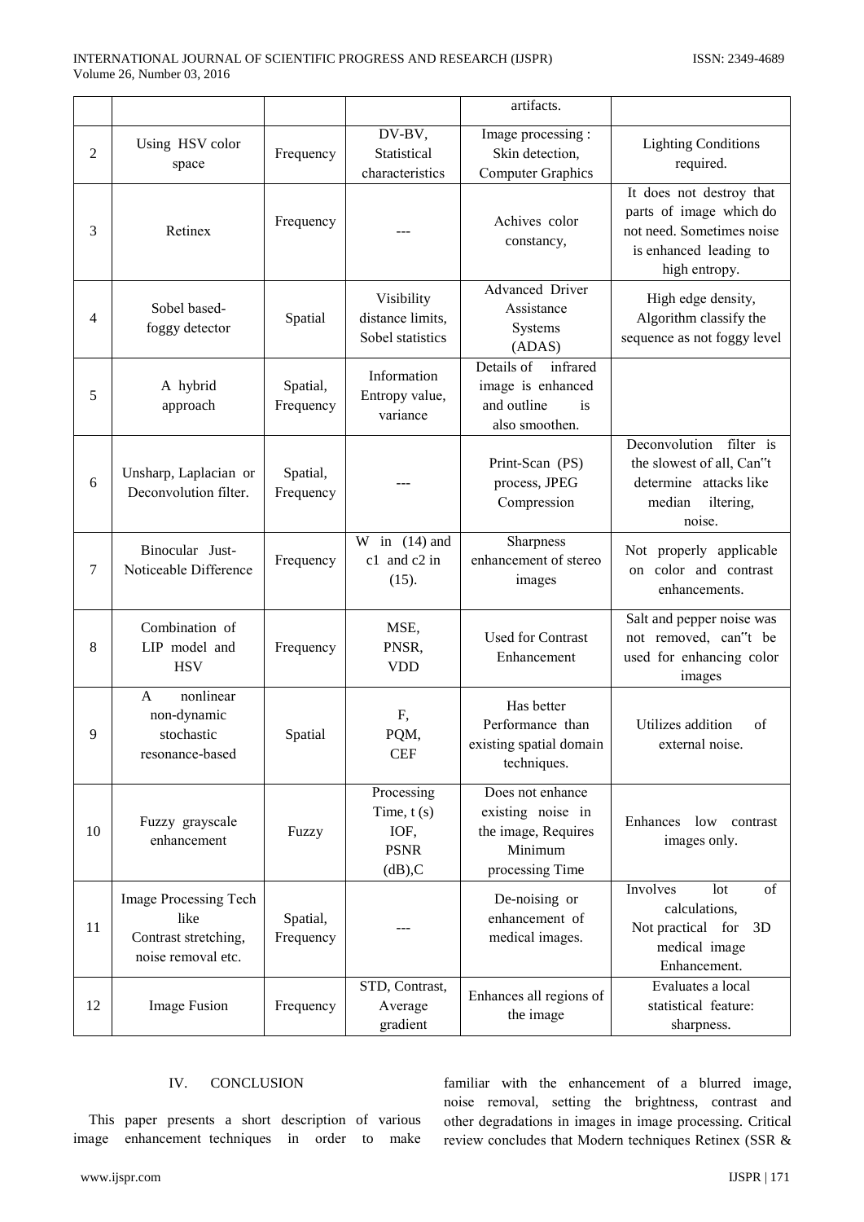| | | | | artifacts. | |
|---|---|---|---|---|---|
| 2 | Using HSV color space | Frequency | DV-BV, Statistical characteristics | Image processing : Skin detection, Computer Graphics | Lighting Conditions required. |
| 3 | Retinex | Frequency | --- | Achives color constancy, | It does not destroy that parts of image which do not need. Sometimes noise is enhanced leading to high entropy. |
| 4 | Sobel based-foggy detector | Spatial | Visibility distance limits, Sobel statistics | Advanced Driver Assistance Systems (ADAS) | High edge density, Algorithm classify the sequence as not foggy level |
| 5 | A hybrid approach | Spatial, Frequency | Information Entropy value, variance | Details of infrared image is enhanced and outline is also smoothen. | |
| 6 | Unsharp, Laplacian or Deconvolution filter. | Spatial, Frequency | --- | Print-Scan (PS) process, JPEG Compression | Deconvolution filter is the slowest of all, Can"t determine attacks like median iltering, noise. |
| 7 | Binocular Just-Noticeable Difference | Frequency | W in (14) and c1 and c2 in (15). | Sharpness enhancement of stereo images | Not properly applicable on color and contrast enhancements. |
| 8 | Combination of LIP model and HSV | Frequency | MSE, PNSR, VDD | Used for Contrast Enhancement | Salt and pepper noise was not removed, can"t be used for enhancing color images |
| 9 | A nonlinear non-dynamic stochastic resonance-based | Spatial | F, PQM, CEF | Has better Performance than existing spatial domain techniques. | Utilizes addition of external noise. |
| 10 | Fuzzy grayscale enhancement | Fuzzy | Processing Time, t (s) IOF, PSNR (dB),C | Does not enhance existing noise in the image, Requires Minimum processing Time | Enhances low contrast images only. |
| 11 | Image Processing Tech like Contrast stretching, noise removal etc. | Spatial, Frequency | --- | De-noising or enhancement of medical images. | Involves lot of calculations, Not practical for 3D medical image Enhancement. |
| 12 | Image Fusion | Frequency | STD, Contrast, Average gradient | Enhances all regions of the image | Evaluates a local statistical feature: sharpness. |

## IV. CONCLUSION

This paper presents a short description of various image enhancement techniques in order to make familiar with the enhancement of a blurred image, noise removal, setting the brightness, contrast and other degradations in images in image processing. Critical review concludes that Modern techniques Retinex (SSR &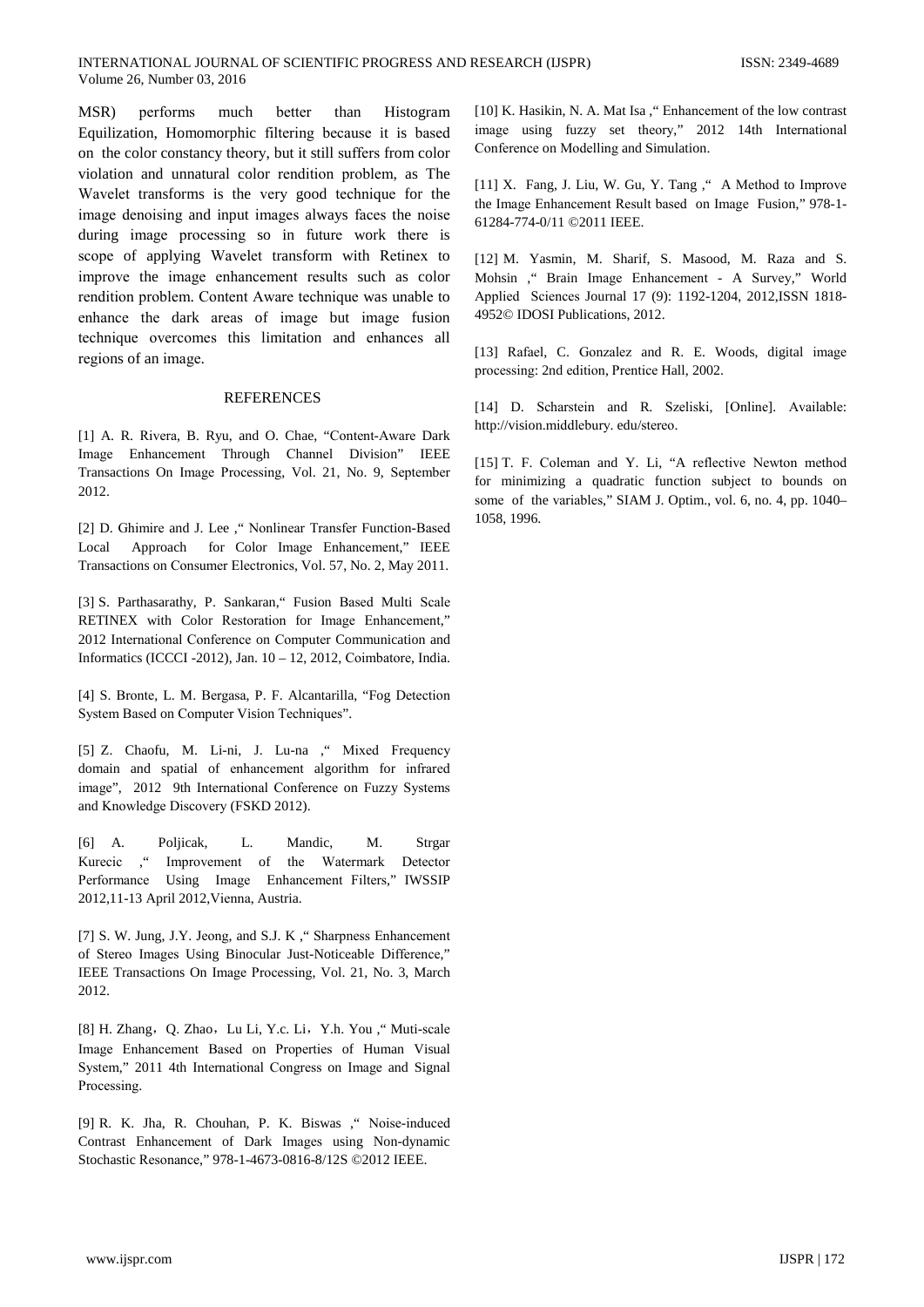MSR) performs much better than Histogram Equilization, Homomorphic filtering because it is based on the color constancy theory, but it still suffers from color violation and unnatural color rendition problem, as The Wavelet transforms is the very good technique for the image denoising and input images always faces the noise during image processing so in future work there is scope of applying Wavelet transform with Retinex to improve the image enhancement results such as color rendition problem. Content Aware technique was unable to enhance the dark areas of image but image fusion technique overcomes this limitation and enhances all regions of an image.

## REFERENCES

[1] A. R. Rivera, B. Ryu, and O. Chae, "Content-Aware Dark Image Enhancement Through Channel Division" IEEE Transactions On Image Processing, Vol. 21, No. 9, September 2012.

[2] D. Ghimire and J. Lee ," Nonlinear Transfer Function-Based Local Approach for Color Image Enhancement," IEEE Transactions on Consumer Electronics, Vol. 57, No. 2, May 2011.

[3] S. Parthasarathy, P. Sankaran," Fusion Based Multi Scale RETINEX with Color Restoration for Image Enhancement," 2012 International Conference on Computer Communication and Informatics (ICCCI -2012), Jan. 10 – 12, 2012, Coimbatore, India.

[4] S. Bronte, L. M. Bergasa, P. F. Alcantarilla, "Fog Detection System Based on Computer Vision Techniques".

[5] Z. Chaofu, M. Li-ni, J. Lu-na ," Mixed Frequency domain and spatial of enhancement algorithm for infrared image", 2012 9th International Conference on Fuzzy Systems and Knowledge Discovery (FSKD 2012).

[6] A. Poljicak, L. Mandic, M. Strgar Kurecic ," Improvement of the Watermark Detector Performance Using Image Enhancement Filters," IWSSIP 2012,11-13 April 2012,Vienna, Austria.

[7] S. W. Jung, J.Y. Jeong, and S.J. K ," Sharpness Enhancement of Stereo Images Using Binocular Just-Noticeable Difference," IEEE Transactions On Image Processing, Vol. 21, No. 3, March 2012.

[8] H. Zhang，Q. Zhao，Lu Li, Y.c. Li，Y.h. You ," Muti-scale Image Enhancement Based on Properties of Human Visual System," 2011 4th International Congress on Image and Signal Processing.

[9] R. K. Jha, R. Chouhan, P. K. Biswas ," Noise-induced Contrast Enhancement of Dark Images using Non-dynamic Stochastic Resonance," 978-1-4673-0816-8/12S ©2012 IEEE.

[10] K. Hasikin, N. A. Mat Isa ," Enhancement of the low contrast image using fuzzy set theory," 2012 14th International Conference on Modelling and Simulation.

[11] X. Fang, J. Liu, W. Gu, Y. Tang ," A Method to Improve the Image Enhancement Result based on Image Fusion," 978-1-61284-774-0/11 ©2011 IEEE.

[12] M. Yasmin, M. Sharif, S. Masood, M. Raza and S. Mohsin ," Brain Image Enhancement - A Survey," World Applied Sciences Journal 17 (9): 1192-1204, 2012,ISSN 1818-4952© IDOSI Publications, 2012.

[13] Rafael, C. Gonzalez and R. E. Woods, digital image processing: 2nd edition, Prentice Hall, 2002.

[14] D. Scharstein and R. Szeliski, [Online]. Available: http://vision.middlebury. edu/stereo.

[15] T. F. Coleman and Y. Li, "A reflective Newton method for minimizing a quadratic function subject to bounds on some of the variables," SIAM J. Optim., vol. 6, no. 4, pp. 1040–1058, 1996.